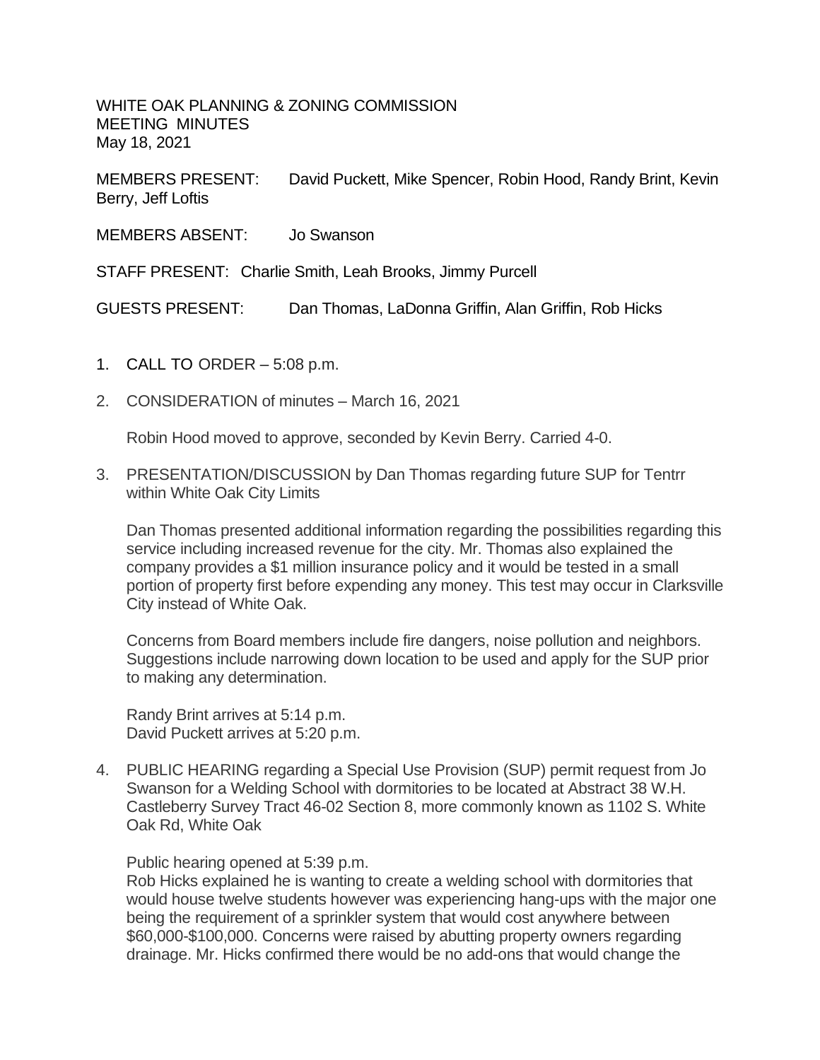WHITE OAK PLANNING & ZONING COMMISSION
MEETING MINUTES
May 18, 2021

MEMBERS PRESENT: David Puckett, Mike Spencer, Robin Hood, Randy Brint, Kevin Berry, Jeff Loftis

MEMBERS ABSENT: Jo Swanson

STAFF PRESENT: Charlie Smith, Leah Brooks, Jimmy Purcell

GUESTS PRESENT: Dan Thomas, LaDonna Griffin, Alan Griffin, Rob Hicks

1. CALL TO ORDER – 5:08 p.m.

2. CONSIDERATION of minutes – March 16, 2021

   Robin Hood moved to approve, seconded by Kevin Berry. Carried 4-0.

3. PRESENTATION/DISCUSSION by Dan Thomas regarding future SUP for Tentrr within White Oak City Limits

   Dan Thomas presented additional information regarding the possibilities regarding this service including increased revenue for the city. Mr. Thomas also explained the company provides a $1 million insurance policy and it would be tested in a small portion of property first before expending any money. This test may occur in Clarksville City instead of White Oak.

   Concerns from Board members include fire dangers, noise pollution and neighbors. Suggestions include narrowing down location to be used and apply for the SUP prior to making any determination.

   Randy Brint arrives at 5:14 p.m.
   David Puckett arrives at 5:20 p.m.

4. PUBLIC HEARING regarding a Special Use Provision (SUP) permit request from Jo Swanson for a Welding School with dormitories to be located at Abstract 38 W.H. Castleberry Survey Tract 46-02 Section 8, more commonly known as 1102 S. White Oak Rd, White Oak

   Public hearing opened at 5:39 p.m.
   Rob Hicks explained he is wanting to create a welding school with dormitories that would house twelve students however was experiencing hang-ups with the major one being the requirement of a sprinkler system that would cost anywhere between $60,000-$100,000. Concerns were raised by abutting property owners regarding drainage. Mr. Hicks confirmed there would be no add-ons that would change the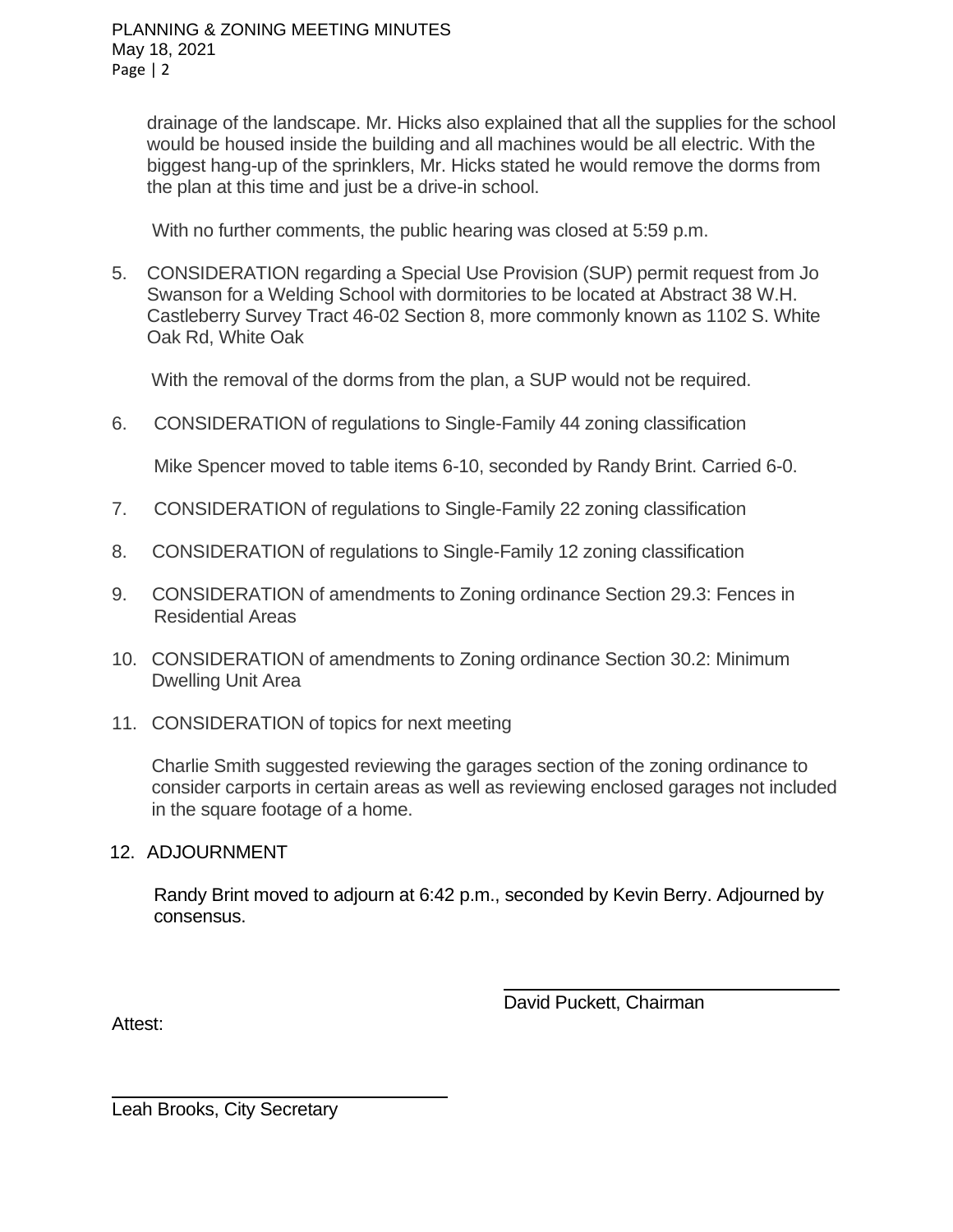drainage of the landscape. Mr. Hicks also explained that all the supplies for the school would be housed inside the building and all machines would be all electric. With the biggest hang-up of the sprinklers, Mr. Hicks stated he would remove the dorms from the plan at this time and just be a drive-in school.

With no further comments, the public hearing was closed at 5:59 p.m.

5. CONSIDERATION regarding a Special Use Provision (SUP) permit request from Jo Swanson for a Welding School with dormitories to be located at Abstract 38 W.H. Castleberry Survey Tract 46-02 Section 8, more commonly known as 1102 S. White Oak Rd, White Oak

   With the removal of the dorms from the plan, a SUP would not be required.

6. CONSIDERATION of regulations to Single-Family 44 zoning classification

   Mike Spencer moved to table items 6-10, seconded by Randy Brint. Carried 6-0.

7. CONSIDERATION of regulations to Single-Family 22 zoning classification

8. CONSIDERATION of regulations to Single-Family 12 zoning classification

9. CONSIDERATION of amendments to Zoning ordinance Section 29.3: Fences in Residential Areas

10. CONSIDERATION of amendments to Zoning ordinance Section 30.2: Minimum Dwelling Unit Area

11. CONSIDERATION of topics for next meeting

    Charlie Smith suggested reviewing the garages section of the zoning ordinance to consider carports in certain areas as well as reviewing enclosed garages not included in the square footage of a home.

12. ADJOURNMENT

    Randy Brint moved to adjourn at 6:42 p.m., seconded by Kevin Berry. Adjourned by consensus.

\_\_\_\_\_\_\_\_\_\_\_\_\_\_\_\_\_\_\_\_\_\_\_\_\_\_\_\_\_\_\_\_

David Puckett, Chairman

Attest:

\_\_\_\_\_\_\_\_\_\_\_\_\_\_\_\_\_\_\_\_\_\_\_\_\_\_\_\_\_\_\_\_

Leah Brooks, City Secretary